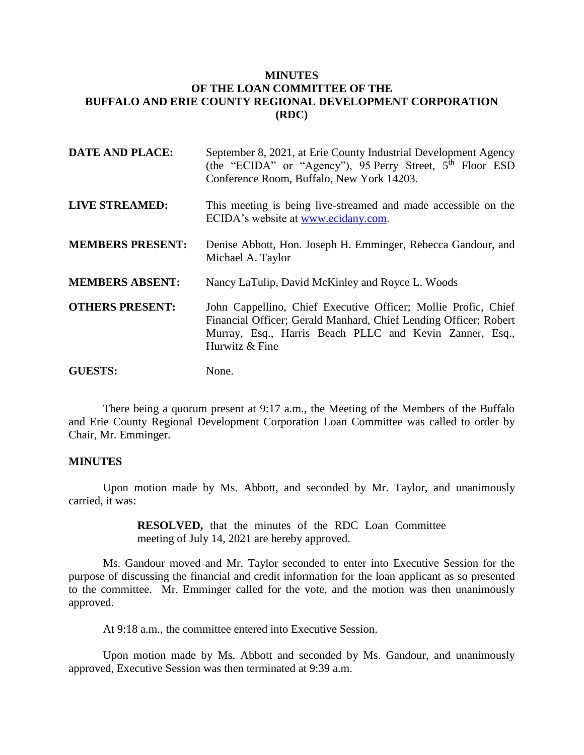# MINUTES
# OF THE LOAN COMMITTEE OF THE BUFFALO AND ERIE COUNTY REGIONAL DEVELOPMENT CORPORATION (RDC)

| | |
|---|---|
| **DATE AND PLACE:** | September 8, 2021, at Erie County Industrial Development Agency (the "ECIDA" or "Agency"), 95 Perry Street, 5th Floor ESD Conference Room, Buffalo, New York 14203. |
| **LIVE STREAMED:** | This meeting is being live-streamed and made accessible on the ECIDA's website at www.ecidany.com. |
| **MEMBERS PRESENT:** | Denise Abbott, Hon. Joseph H. Emminger, Rebecca Gandour, and Michael A. Taylor |
| **MEMBERS ABSENT:** | Nancy LaTulip, David McKinley and Royce L. Woods |
| **OTHERS PRESENT:** | John Cappellino, Chief Executive Officer; Mollie Profic, Chief Financial Officer; Gerald Manhard, Chief Lending Officer; Robert Murray, Esq., Harris Beach PLLC and Kevin Zanner, Esq., Hurwitz & Fine |
| **GUESTS:** | None. |

There being a quorum present at 9:17 a.m., the Meeting of the Members of the Buffalo and Erie County Regional Development Corporation Loan Committee was called to order by Chair, Mr. Emminger.

## MINUTES

Upon motion made by Ms. Abbott, and seconded by Mr. Taylor, and unanimously carried, it was:

> **RESOLVED,** that the minutes of the RDC Loan Committee meeting of July 14, 2021 are hereby approved.

Ms. Gandour moved and Mr. Taylor seconded to enter into Executive Session for the purpose of discussing the financial and credit information for the loan applicant as so presented to the committee. Mr. Emminger called for the vote, and the motion was then unanimously approved.

At 9:18 a.m., the committee entered into Executive Session.

Upon motion made by Ms. Abbott and seconded by Ms. Gandour, and unanimously approved, Executive Session was then terminated at 9:39 a.m.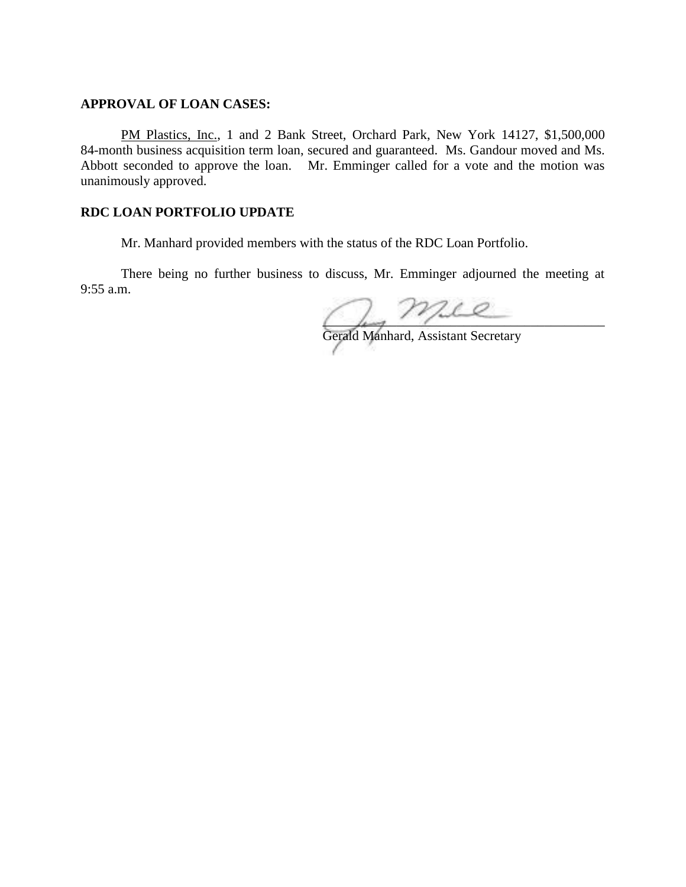**APPROVAL OF LOAN CASES:**

PM Plastics, Inc., 1 and 2 Bank Street, Orchard Park, New York 14127, $1,500,000 84-month business acquisition term loan, secured and guaranteed. Ms. Gandour moved and Ms. Abbott seconded to approve the loan. Mr. Emminger called for a vote and the motion was unanimously approved.

**RDC LOAN PORTFOLIO UPDATE**

Mr. Manhard provided members with the status of the RDC Loan Portfolio.

There being no further business to discuss, Mr. Emminger adjourned the meeting at 9:55 a.m.

Gerald Manhard, Assistant Secretary